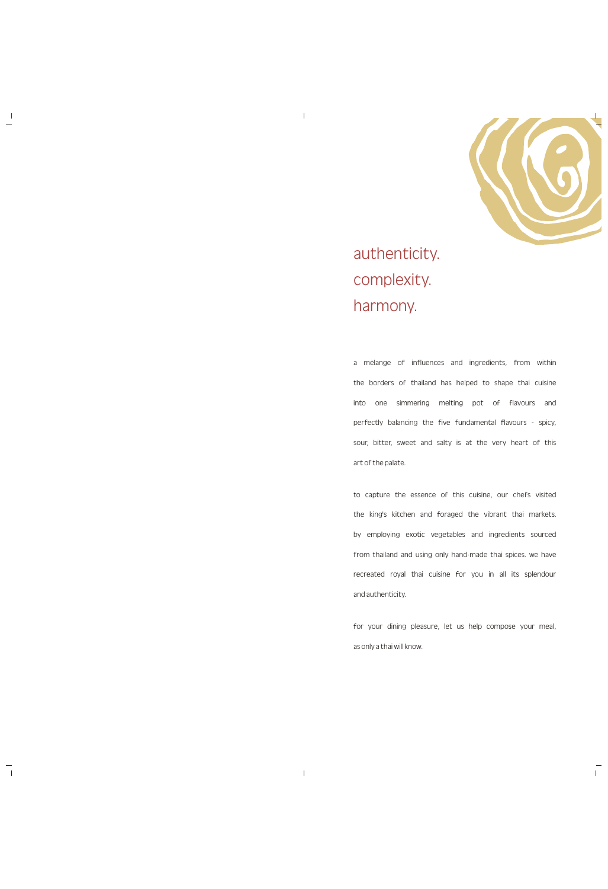# authenticity.
# complexity.
# harmony.

a mèlange of influences and ingredients, from within the borders of thailand has helped to shape thai cuisine into one simmering melting pot of flavours and perfectly balancing the five fundamental flavours - spicy, sour, bitter, sweet and salty is at the very heart of this art of the palate.

to capture the essence of this cuisine, our chefs visited the king's kitchen and foraged the vibrant thai markets. by employing exotic vegetables and ingredients sourced from thailand and using only hand-made thai spices. we have recreated royal thai cuisine for you in all its splendour and authenticity.

for your dining pleasure, let us help compose your meal, as only a thai will know.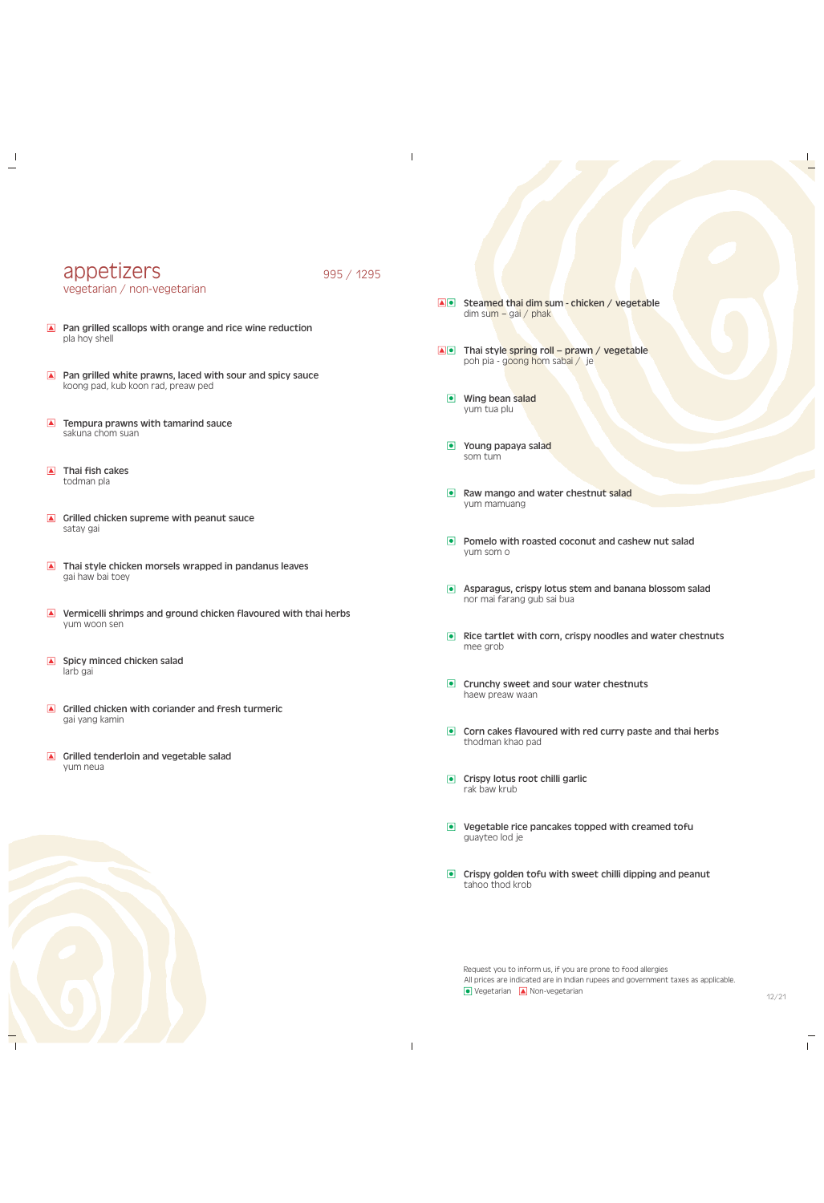## appetizers

vegetarian / non-vegetarian

995 / 1295

▲ **Pan grilled scallops with orange and rice wine reduction**
pla hoy shell

▲ **Pan grilled white prawns, laced with sour and spicy sauce**
koong pad, kub koon rad, preaw ped

▲ **Tempura prawns with tamarind sauce**
sakuna chom suan

▲ **Thai fish cakes**
todman pla

▲ **Grilled chicken supreme with peanut sauce**
satay gai

▲ **Thai style chicken morsels wrapped in pandanus leaves**
gai haw bai toey

▲ **Vermicelli shrimps and ground chicken flavoured with thai herbs**
yum woon sen

▲ **Spicy minced chicken salad**
larb gai

▲ **Grilled chicken with coriander and fresh turmeric**
gai yang kamin

▲ **Grilled tenderloin and vegetable salad**
yum neua

▲● **Steamed thai dim sum - chicken / vegetable**
dim sum – gai / phak

▲● **Thai style spring roll – prawn / vegetable**
poh pia - goong hom sabai / je

● **Wing bean salad**
yum tua plu

● **Young papaya salad**
som tum

● **Raw mango and water chestnut salad**
yum mamuang

● **Pomelo with roasted coconut and cashew nut salad**
yum som o

● **Asparagus, crispy lotus stem and banana blossom salad**
nor mai farang gub sai bua

● **Rice tartlet with corn, crispy noodles and water chestnuts**
mee grob

● **Crunchy sweet and sour water chestnuts**
haew preaw waan

● **Corn cakes flavoured with red curry paste and thai herbs**
thodman khao pad

● **Crispy lotus root chilli garlic**
rak baw krub

● **Vegetable rice pancakes topped with creamed tofu**
guayteo lod je

● **Crispy golden tofu with sweet chilli dipping and peanut**
tahoo thod krob

Request you to inform us, if you are prone to food allergies
All prices are indicated are in Indian rupees and government taxes as applicable.
● Vegetarian ▲ Non-vegetarian

12/21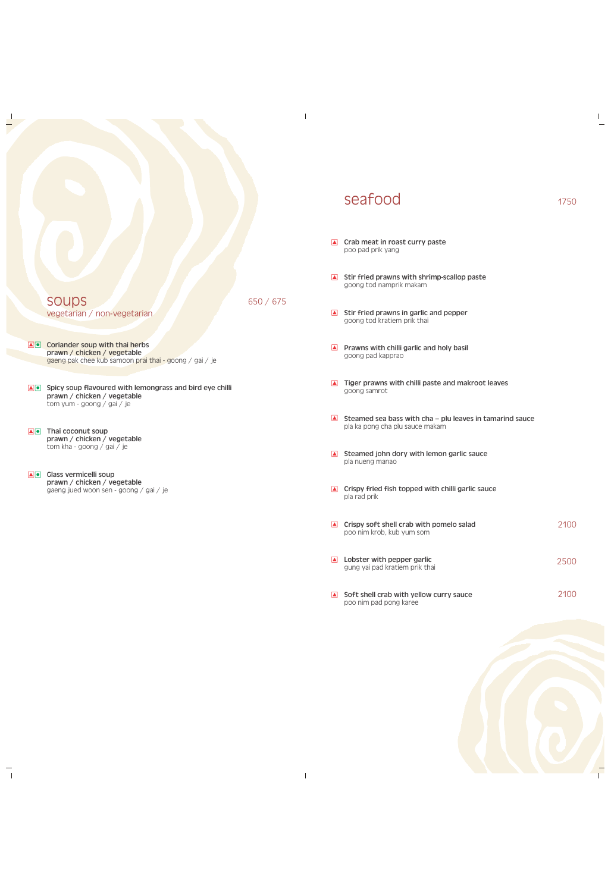## soups

vegetarian / non-vegetarian

650 / 675

**Coriander soup with thai herbs**
**prawn / chicken / vegetable**
gaeng pak chee kub samoon prai thai - goong / gai / je

**Spicy soup flavoured with lemongrass and bird eye chilli**
**prawn / chicken / vegetable**
tom yum - goong / gai / je

**Thai coconut soup**
**prawn / chicken / vegetable**
tom kha - goong / gai / je

**Glass vermicelli soup**
**prawn / chicken / vegetable**
gaeng jued woon sen - goong / gai / je

## seafood

1750

**Crab meat in roast curry paste**
poo pad prik yang

**Stir fried prawns with shrimp-scallop paste**
goong tod namprik makam

**Stir fried prawns in garlic and pepper**
goong tod kratiem prik thai

**Prawns with chilli garlic and holy basil**
goong pad kapprao

**Tiger prawns with chilli paste and makroot leaves**
goong samrot

**Steamed sea bass with cha – plu leaves in tamarind sauce**
pla ka pong cha plu sauce makam

**Steamed john dory with lemon garlic sauce**
pla nueng manao

**Crispy fried fish topped with chilli garlic sauce**
pla rad prik

**Crispy soft shell crab with pomelo salad** — 2100
poo nim krob, kub yum som

**Lobster with pepper garlic** — 2500
gung yai pad kratiem prik thai

**Soft shell crab with yellow curry sauce** — 2100
poo nim pad pong karee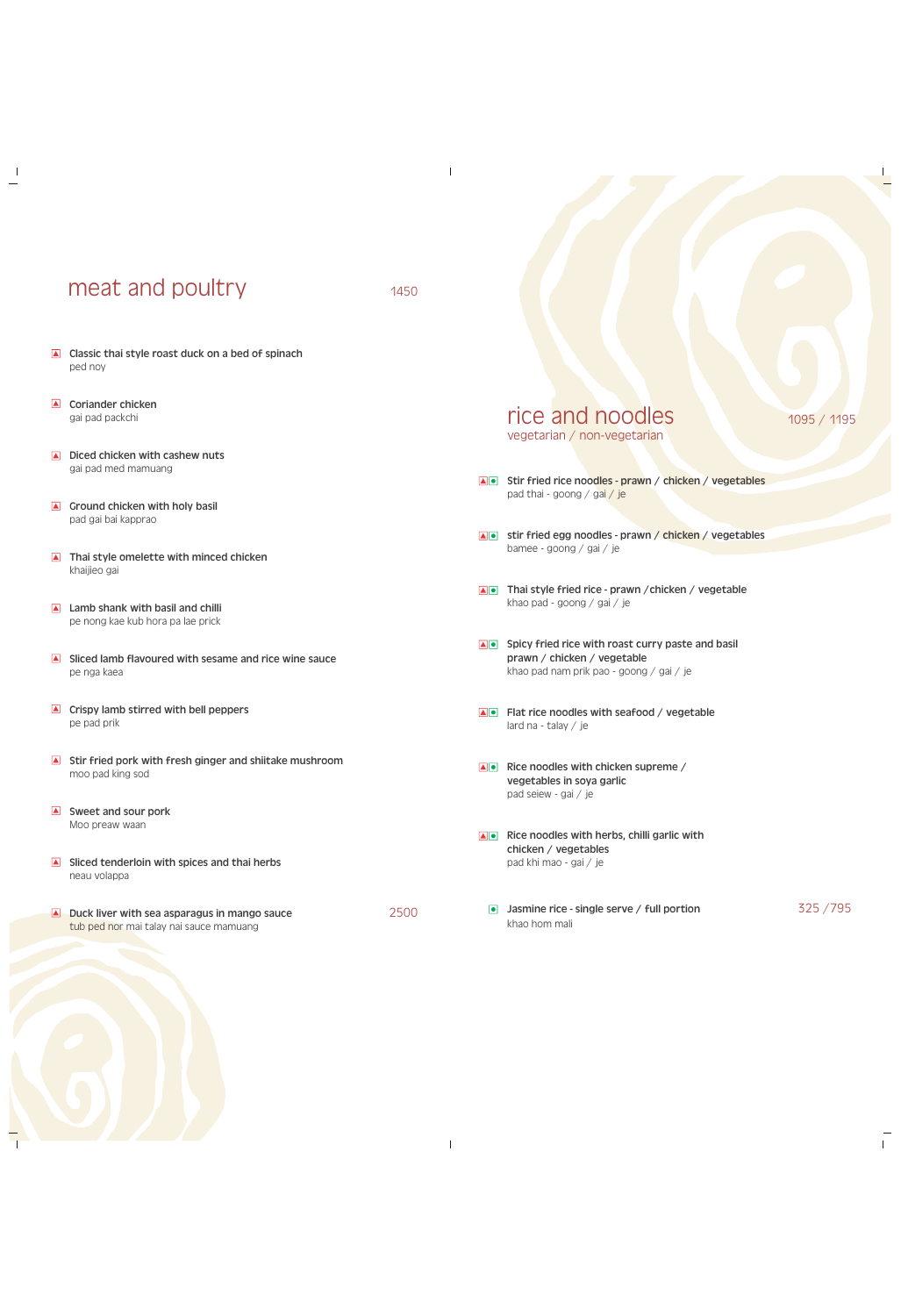## meat and poultry

1450

**Classic thai style roast duck on a bed of spinach**
ped noy

**Coriander chicken**
gai pad packchi

**Diced chicken with cashew nuts**
gai pad med mamuang

**Ground chicken with holy basil**
pad gai bai kapprao

**Thai style omelette with minced chicken**
khaijieo gai

**Lamb shank with basil and chilli**
pe nong kae kub hora pa lae prick

**Sliced lamb flavoured with sesame and rice wine sauce**
pe nga kaea

**Crispy lamb stirred with bell peppers**
pe pad prik

**Stir fried pork with fresh ginger and shiitake mushroom**
moo pad king sod

**Sweet and sour pork**
Moo preaw waan

**Sliced tenderloin with spices and thai herbs**
neau volappa

**Duck liver with sea asparagus in mango sauce** 2500
tub ped nor mai talay nai sauce mamuang

## rice and noodles

vegetarian / non-vegetarian

1095 / 1195

**Stir fried rice noodles - prawn / chicken / vegetables**
pad thai - goong / gai / je

**stir fried egg noodles - prawn / chicken / vegetables**
bamee - goong / gai / je

**Thai style fried rice - prawn /chicken / vegetable**
khao pad - goong / gai / je

**Spicy fried rice with roast curry paste and basil prawn / chicken / vegetable**
khao pad nam prik pao - goong / gai / je

**Flat rice noodles with seafood / vegetable**
lard na - talay / je

**Rice noodles with chicken supreme / vegetables in soya garlic**
pad seiew - gai / je

**Rice noodles with herbs, chilli garlic with chicken / vegetables**
pad khi mao - gai / je

**Jasmine rice - single serve / full portion** 325 /795
khao hom mali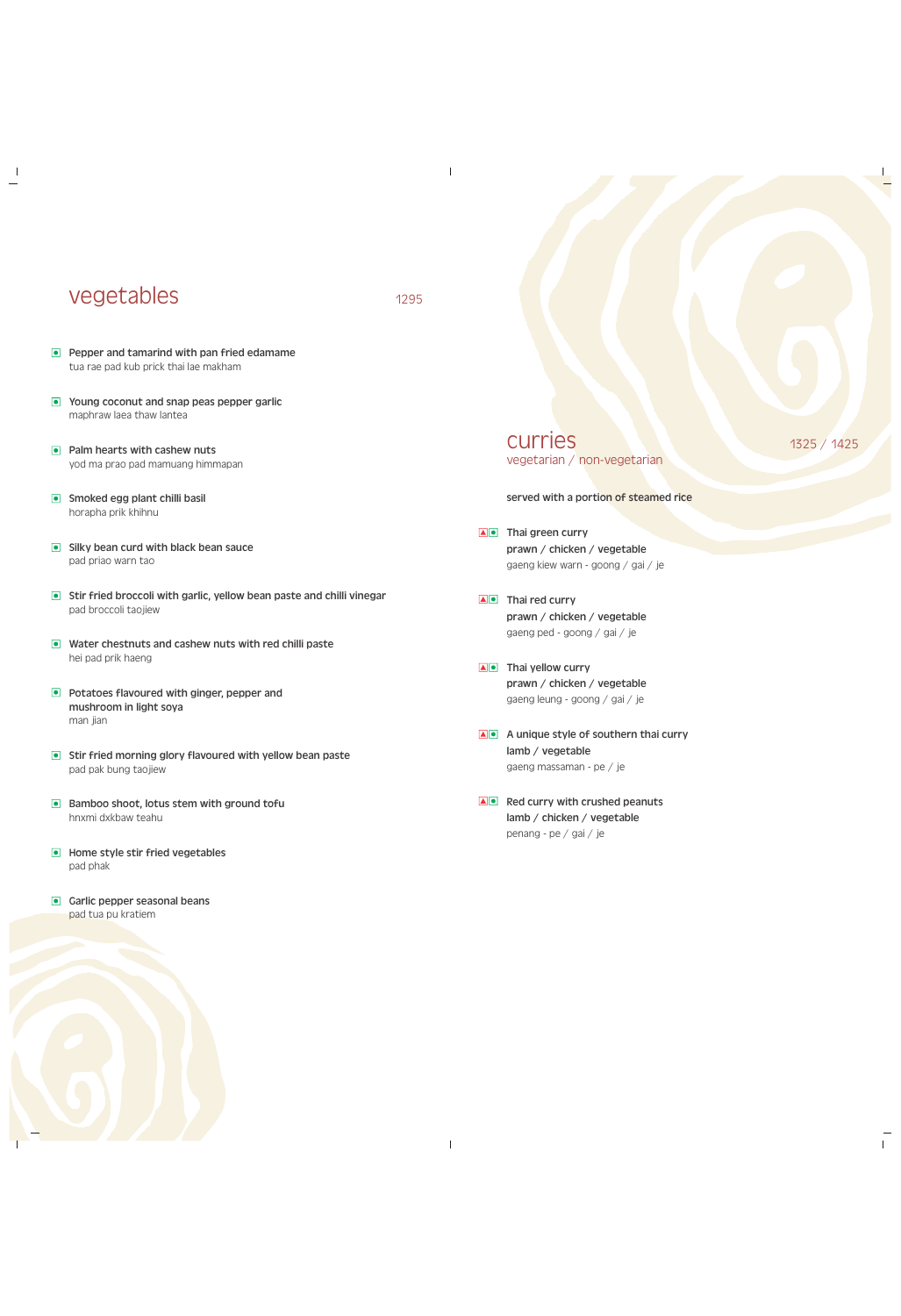## vegetables

1295

- **Pepper and tamarind with pan fried edamame**
  tua rae pad kub prick thai lae makham

- **Young coconut and snap peas pepper garlic**
  maphraw laea thaw lantea

- **Palm hearts with cashew nuts**
  yod ma prao pad mamuang himmapan

- **Smoked egg plant chilli basil**
  horapha prik khihnu

- **Silky bean curd with black bean sauce**
  pad priao warn tao

- **Stir fried broccoli with garlic, yellow bean paste and chilli vinegar**
  pad broccoli taojiew

- **Water chestnuts and cashew nuts with red chilli paste**
  hei pad prik haeng

- **Potatoes flavoured with ginger, pepper and mushroom in light soya**
  man jian

- **Stir fried morning glory flavoured with yellow bean paste**
  pad pak bung taojiew

- **Bamboo shoot, lotus stem with ground tofu**
  hnxmi dxkbaw teahu

- **Home style stir fried vegetables**
  pad phak

- **Garlic pepper seasonal beans**
  pad tua pu kratiem

## curries

vegetarian / non-vegetarian

1325 / 1425

**served with a portion of steamed rice**

- **Thai green curry**
  **prawn / chicken / vegetable**
  gaeng kiew warn - goong / gai / je

- **Thai red curry**
  **prawn / chicken / vegetable**
  gaeng ped - goong / gai / je

- **Thai yellow curry**
  **prawn / chicken / vegetable**
  gaeng leung - goong / gai / je

- **A unique style of southern thai curry**
  **lamb / vegetable**
  gaeng massaman - pe / je

- **Red curry with crushed peanuts**
  **lamb / chicken / vegetable**
  penang - pe / gai / je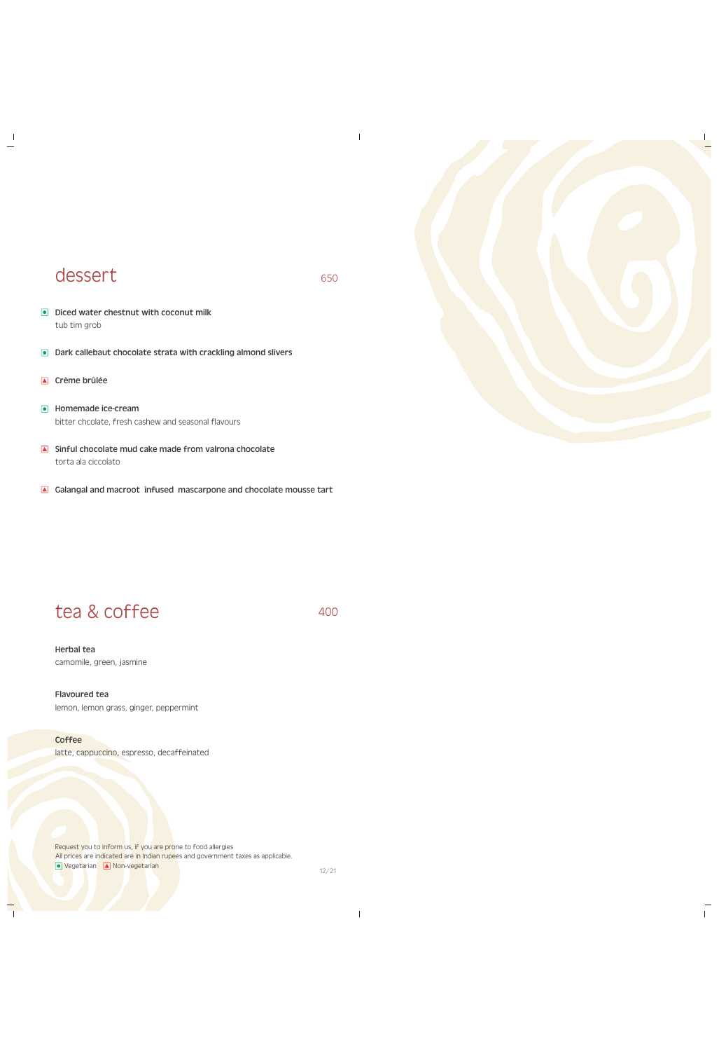## dessert

650

- Diced water chestnut with coconut milk
  tub tim grob
- Dark callebaut chocolate strata with crackling almond slivers
- Crème brûlée
- Homemade ice-cream
  bitter chcolate, fresh cashew and seasonal flavours
- Sinful chocolate mud cake made from valrona chocolate
  torta ala ciccolato
- Galangal and macroot infused mascarpone and chocolate mousse tart

## tea & coffee

400

**Herbal tea**
camomile, green, jasmine

**Flavoured tea**
lemon, lemon grass, ginger, peppermint

**Coffee**
latte, cappuccino, espresso, decaffeinated

Request you to inform us, if you are prone to food allergies
All prices are indicated are in Indian rupees and government taxes as applicable.
Vegetarian   Non-vegetarian

12/21